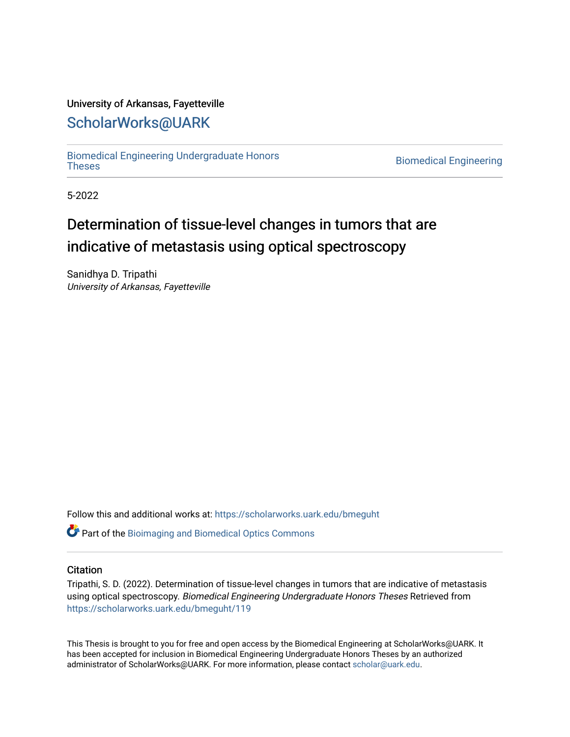University of Arkansas, Fayetteville

# ScholarWorks@UARK

Biomedical Engineering Undergraduate Honors Theses

Biomedical Engineering

5-2022

# Determination of tissue-level changes in tumors that are indicative of metastasis using optical spectroscopy

Sanidhya D. Tripathi
*University of Arkansas, Fayetteville*

Follow this and additional works at: https://scholarworks.uark.edu/bmeguht

Part of the Bioimaging and Biomedical Optics Commons

## Citation

Tripathi, S. D. (2022). Determination of tissue-level changes in tumors that are indicative of metastasis using optical spectroscopy. *Biomedical Engineering Undergraduate Honors Theses* Retrieved from https://scholarworks.uark.edu/bmeguht/119

This Thesis is brought to you for free and open access by the Biomedical Engineering at ScholarWorks@UARK. It has been accepted for inclusion in Biomedical Engineering Undergraduate Honors Theses by an authorized administrator of ScholarWorks@UARK. For more information, please contact scholar@uark.edu.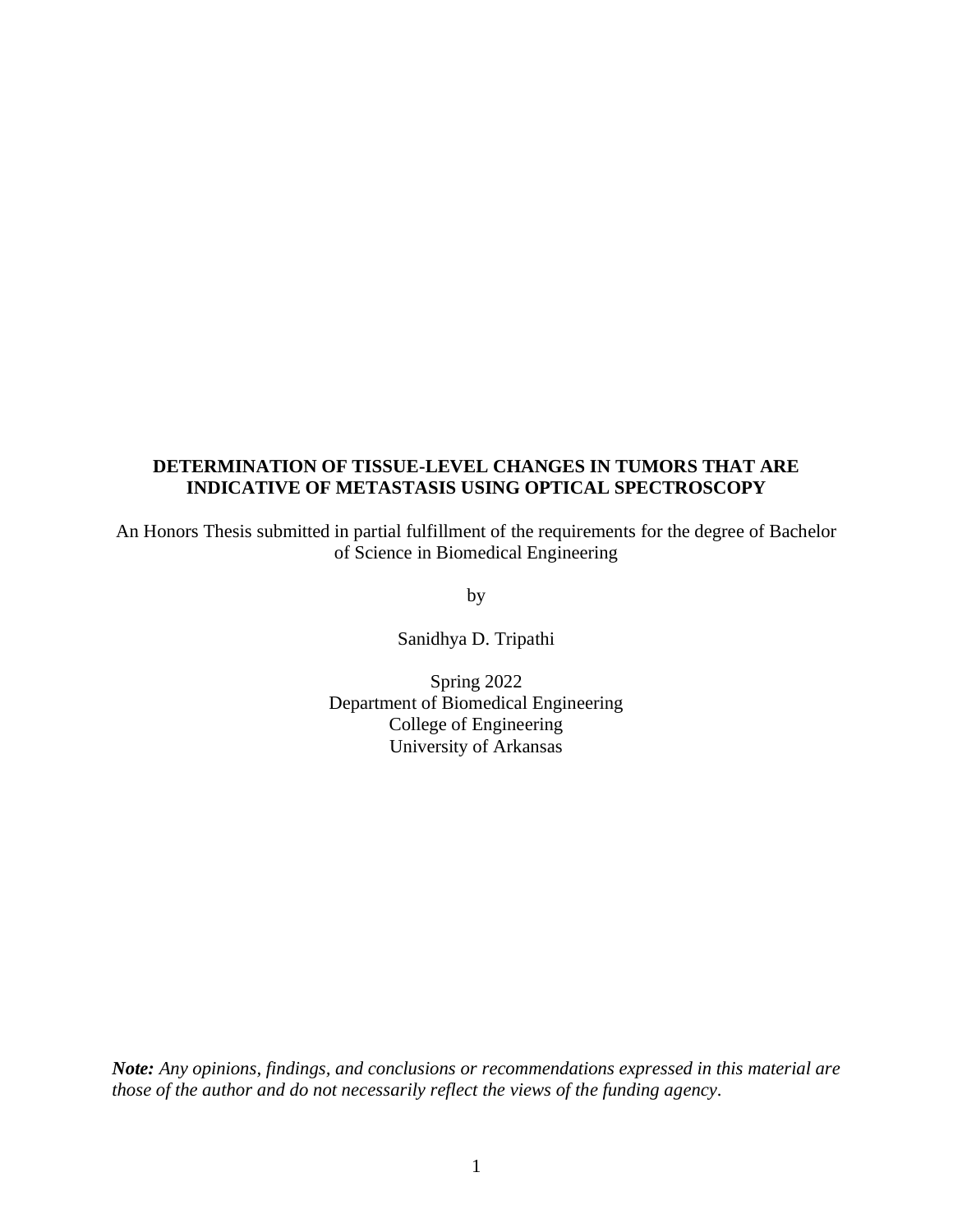**DETERMINATION OF TISSUE-LEVEL CHANGES IN TUMORS THAT ARE INDICATIVE OF METASTASIS USING OPTICAL SPECTROSCOPY**

An Honors Thesis submitted in partial fulfillment of the requirements for the degree of Bachelor of Science in Biomedical Engineering

by

Sanidhya D. Tripathi

Spring 2022
Department of Biomedical Engineering
College of Engineering
University of Arkansas

***Note:*** *Any opinions, findings, and conclusions or recommendations expressed in this material are those of the author and do not necessarily reflect the views of the funding agency*.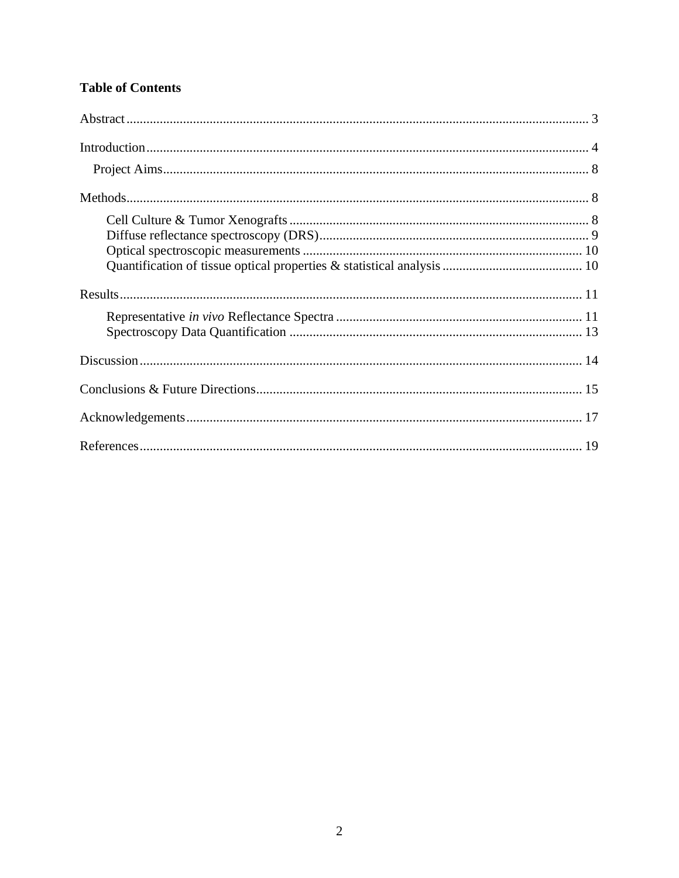**Table of Contents**

Abstract .......................................................................................................................... 3

Introduction .................................................................................................................... 4

  Project Aims ............................................................................................................... 8

Methods ........................................................................................................................... 8

    Cell Culture & Tumor Xenografts ............................................................................ 8
    Diffuse reflectance spectroscopy (DRS) ................................................................... 9
    Optical spectroscopic measurements ...................................................................... 10
    Quantification of tissue optical properties & statistical analysis ............................ 10

Results ............................................................................................................................ 11

    Representative *in vivo* Reflectance Spectra ............................................................ 11
    Spectroscopy Data Quantification .......................................................................... 13

Discussion ...................................................................................................................... 14

Conclusions & Future Directions .................................................................................. 15

Acknowledgements ....................................................................................................... 17

References ...................................................................................................................... 19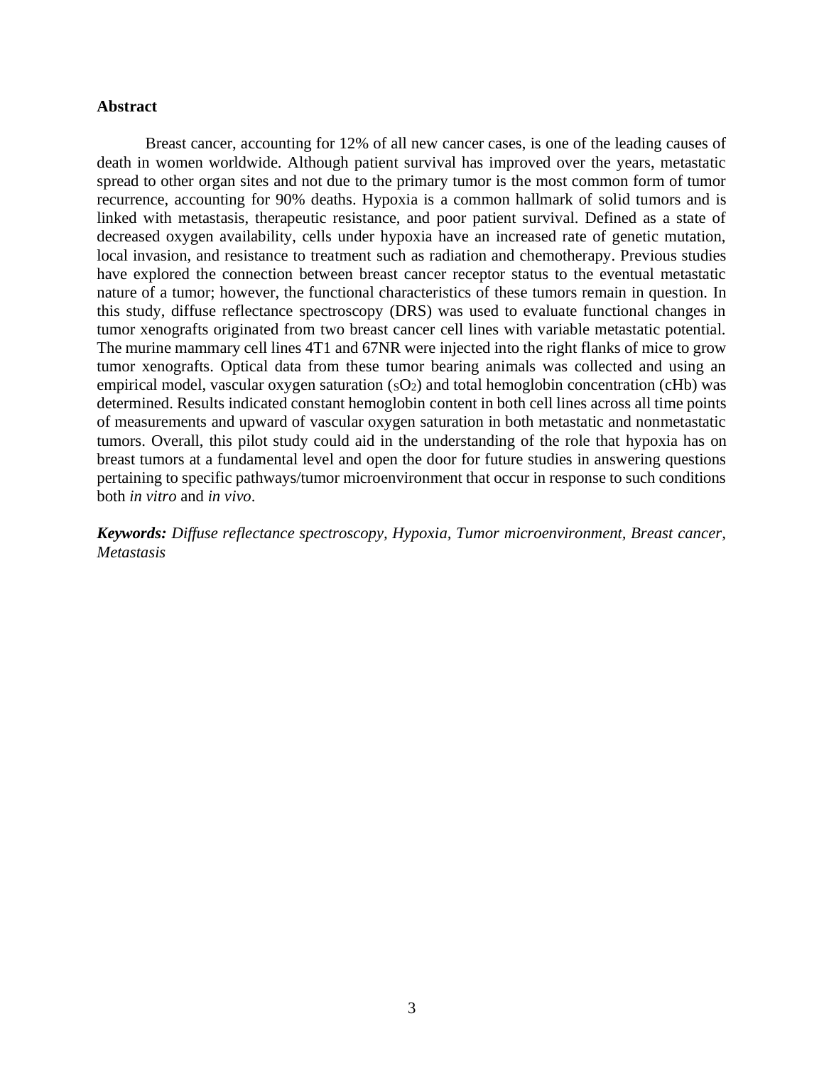## Abstract

Breast cancer, accounting for 12% of all new cancer cases, is one of the leading causes of death in women worldwide. Although patient survival has improved over the years, metastatic spread to other organ sites and not due to the primary tumor is the most common form of tumor recurrence, accounting for 90% deaths. Hypoxia is a common hallmark of solid tumors and is linked with metastasis, therapeutic resistance, and poor patient survival. Defined as a state of decreased oxygen availability, cells under hypoxia have an increased rate of genetic mutation, local invasion, and resistance to treatment such as radiation and chemotherapy. Previous studies have explored the connection between breast cancer receptor status to the eventual metastatic nature of a tumor; however, the functional characteristics of these tumors remain in question. In this study, diffuse reflectance spectroscopy (DRS) was used to evaluate functional changes in tumor xenografts originated from two breast cancer cell lines with variable metastatic potential. The murine mammary cell lines 4T1 and 67NR were injected into the right flanks of mice to grow tumor xenografts. Optical data from these tumor bearing animals was collected and using an empirical model, vascular oxygen saturation ($sO_2$) and total hemoglobin concentration (cHb) was determined. Results indicated constant hemoglobin content in both cell lines across all time points of measurements and upward of vascular oxygen saturation in both metastatic and nonmetastatic tumors. Overall, this pilot study could aid in the understanding of the role that hypoxia has on breast tumors at a fundamental level and open the door for future studies in answering questions pertaining to specific pathways/tumor microenvironment that occur in response to such conditions both *in vitro* and *in vivo*.

***Keywords:*** *Diffuse reflectance spectroscopy, Hypoxia, Tumor microenvironment, Breast cancer, Metastasis*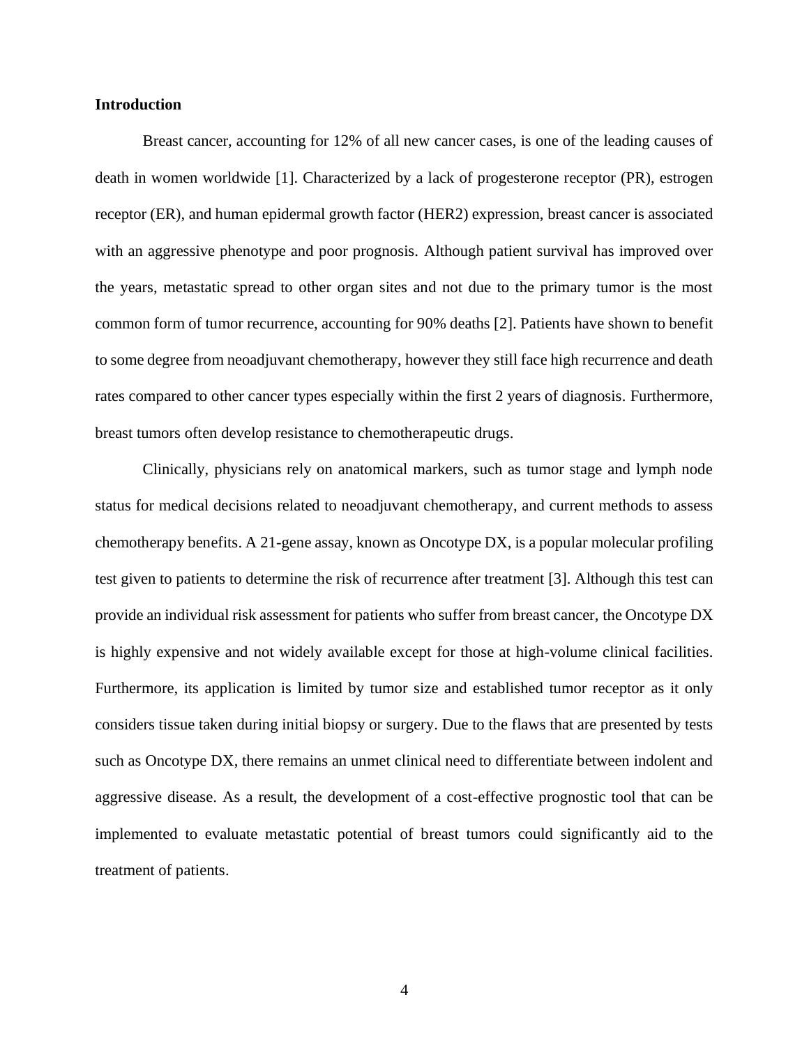**Introduction**

Breast cancer, accounting for 12% of all new cancer cases, is one of the leading causes of death in women worldwide [1]. Characterized by a lack of progesterone receptor (PR), estrogen receptor (ER), and human epidermal growth factor (HER2) expression, breast cancer is associated with an aggressive phenotype and poor prognosis. Although patient survival has improved over the years, metastatic spread to other organ sites and not due to the primary tumor is the most common form of tumor recurrence, accounting for 90% deaths [2]. Patients have shown to benefit to some degree from neoadjuvant chemotherapy, however they still face high recurrence and death rates compared to other cancer types especially within the first 2 years of diagnosis. Furthermore, breast tumors often develop resistance to chemotherapeutic drugs.

Clinically, physicians rely on anatomical markers, such as tumor stage and lymph node status for medical decisions related to neoadjuvant chemotherapy, and current methods to assess chemotherapy benefits. A 21-gene assay, known as Oncotype DX, is a popular molecular profiling test given to patients to determine the risk of recurrence after treatment [3]. Although this test can provide an individual risk assessment for patients who suffer from breast cancer, the Oncotype DX is highly expensive and not widely available except for those at high-volume clinical facilities. Furthermore, its application is limited by tumor size and established tumor receptor as it only considers tissue taken during initial biopsy or surgery. Due to the flaws that are presented by tests such as Oncotype DX, there remains an unmet clinical need to differentiate between indolent and aggressive disease. As a result, the development of a cost-effective prognostic tool that can be implemented to evaluate metastatic potential of breast tumors could significantly aid to the treatment of patients.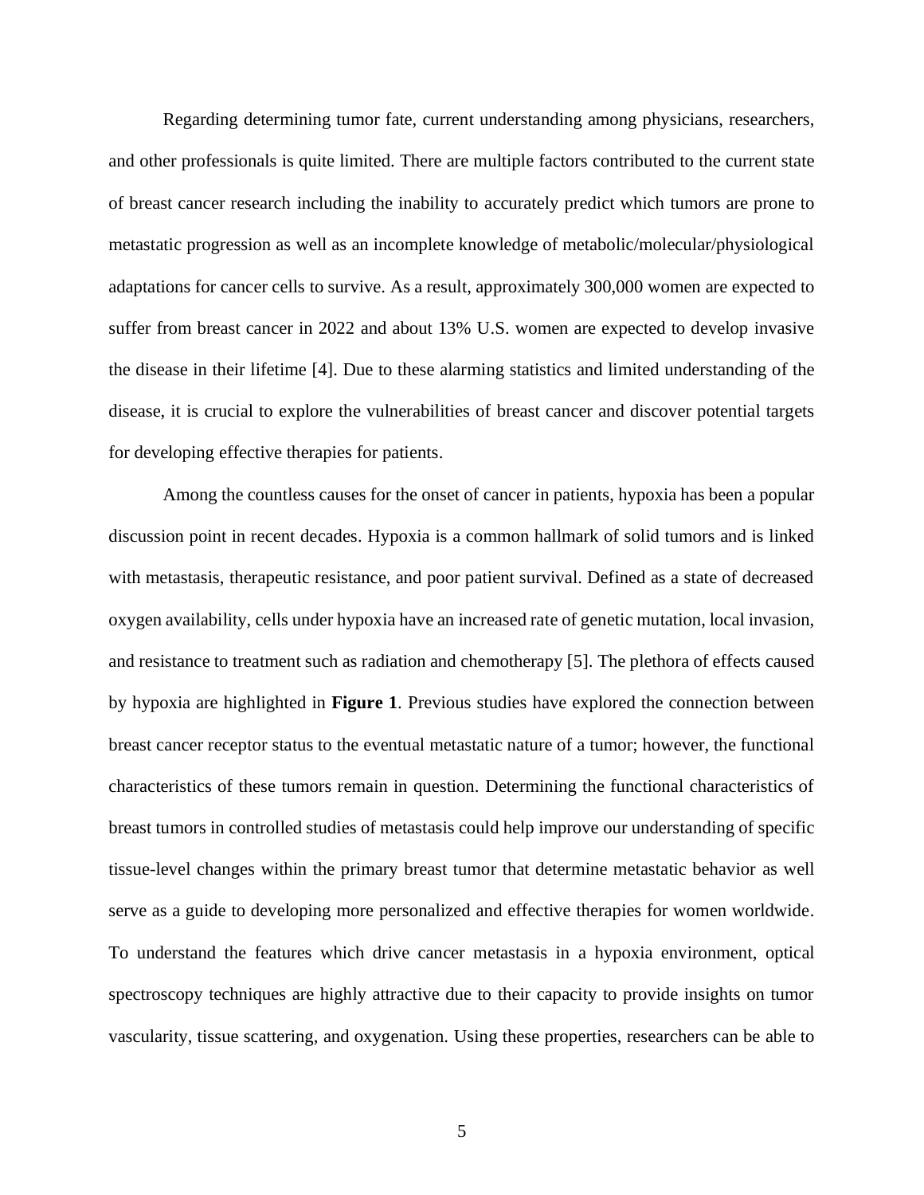Regarding determining tumor fate, current understanding among physicians, researchers, and other professionals is quite limited. There are multiple factors contributed to the current state of breast cancer research including the inability to accurately predict which tumors are prone to metastatic progression as well as an incomplete knowledge of metabolic/molecular/physiological adaptations for cancer cells to survive. As a result, approximately 300,000 women are expected to suffer from breast cancer in 2022 and about 13% U.S. women are expected to develop invasive the disease in their lifetime [4]. Due to these alarming statistics and limited understanding of the disease, it is crucial to explore the vulnerabilities of breast cancer and discover potential targets for developing effective therapies for patients.

Among the countless causes for the onset of cancer in patients, hypoxia has been a popular discussion point in recent decades. Hypoxia is a common hallmark of solid tumors and is linked with metastasis, therapeutic resistance, and poor patient survival. Defined as a state of decreased oxygen availability, cells under hypoxia have an increased rate of genetic mutation, local invasion, and resistance to treatment such as radiation and chemotherapy [5]. The plethora of effects caused by hypoxia are highlighted in **Figure 1**. Previous studies have explored the connection between breast cancer receptor status to the eventual metastatic nature of a tumor; however, the functional characteristics of these tumors remain in question. Determining the functional characteristics of breast tumors in controlled studies of metastasis could help improve our understanding of specific tissue-level changes within the primary breast tumor that determine metastatic behavior as well serve as a guide to developing more personalized and effective therapies for women worldwide. To understand the features which drive cancer metastasis in a hypoxia environment, optical spectroscopy techniques are highly attractive due to their capacity to provide insights on tumor vascularity, tissue scattering, and oxygenation. Using these properties, researchers can be able to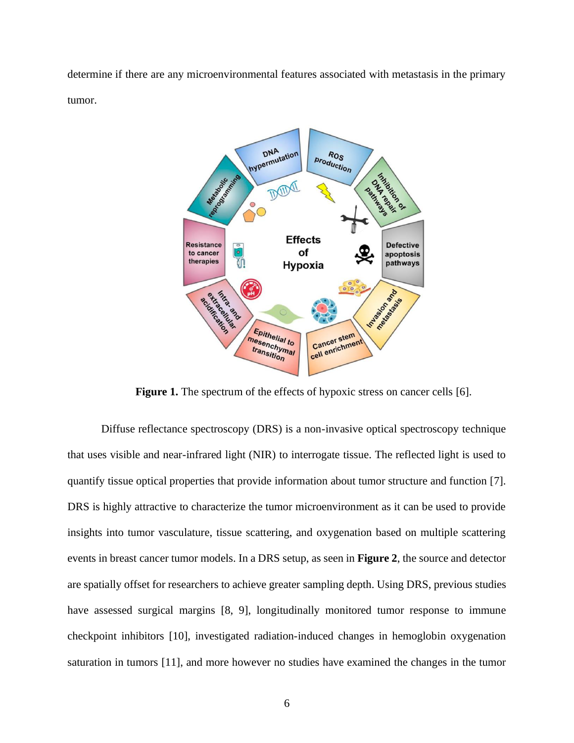determine if there are any microenvironmental features associated with metastasis in the primary tumor.

**Figure 1.** The spectrum of the effects of hypoxic stress on cancer cells [6].

Diffuse reflectance spectroscopy (DRS) is a non-invasive optical spectroscopy technique that uses visible and near-infrared light (NIR) to interrogate tissue. The reflected light is used to quantify tissue optical properties that provide information about tumor structure and function [7]. DRS is highly attractive to characterize the tumor microenvironment as it can be used to provide insights into tumor vasculature, tissue scattering, and oxygenation based on multiple scattering events in breast cancer tumor models. In a DRS setup, as seen in **Figure 2**, the source and detector are spatially offset for researchers to achieve greater sampling depth. Using DRS, previous studies have assessed surgical margins [8, 9], longitudinally monitored tumor response to immune checkpoint inhibitors [10], investigated radiation-induced changes in hemoglobin oxygenation saturation in tumors [11], and more however no studies have examined the changes in the tumor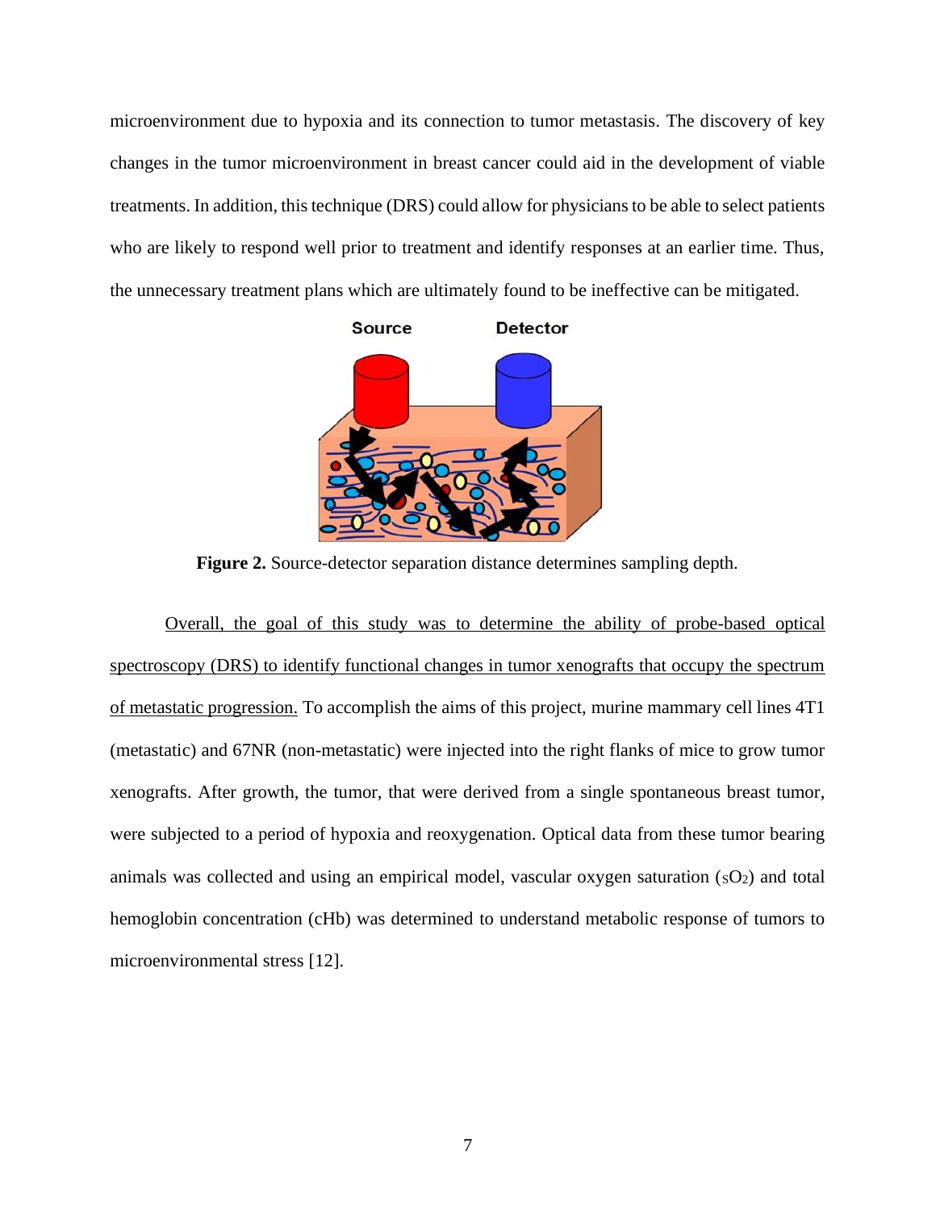microenvironment due to hypoxia and its connection to tumor metastasis. The discovery of key changes in the tumor microenvironment in breast cancer could aid in the development of viable treatments. In addition, this technique (DRS) could allow for physicians to be able to select patients who are likely to respond well prior to treatment and identify responses at an earlier time. Thus, the unnecessary treatment plans which are ultimately found to be ineffective can be mitigated.

**Figure 2.** Source-detector separation distance determines sampling depth.

Overall, the goal of this study was to determine the ability of probe-based optical spectroscopy (DRS) to identify functional changes in tumor xenografts that occupy the spectrum of metastatic progression. To accomplish the aims of this project, murine mammary cell lines 4T1 (metastatic) and 67NR (non-metastatic) were injected into the right flanks of mice to grow tumor xenografts. After growth, the tumor, that were derived from a single spontaneous breast tumor, were subjected to a period of hypoxia and reoxygenation. Optical data from these tumor bearing animals was collected and using an empirical model, vascular oxygen saturation ($_sO_2$) and total hemoglobin concentration (cHb) was determined to understand metabolic response of tumors to microenvironmental stress [12].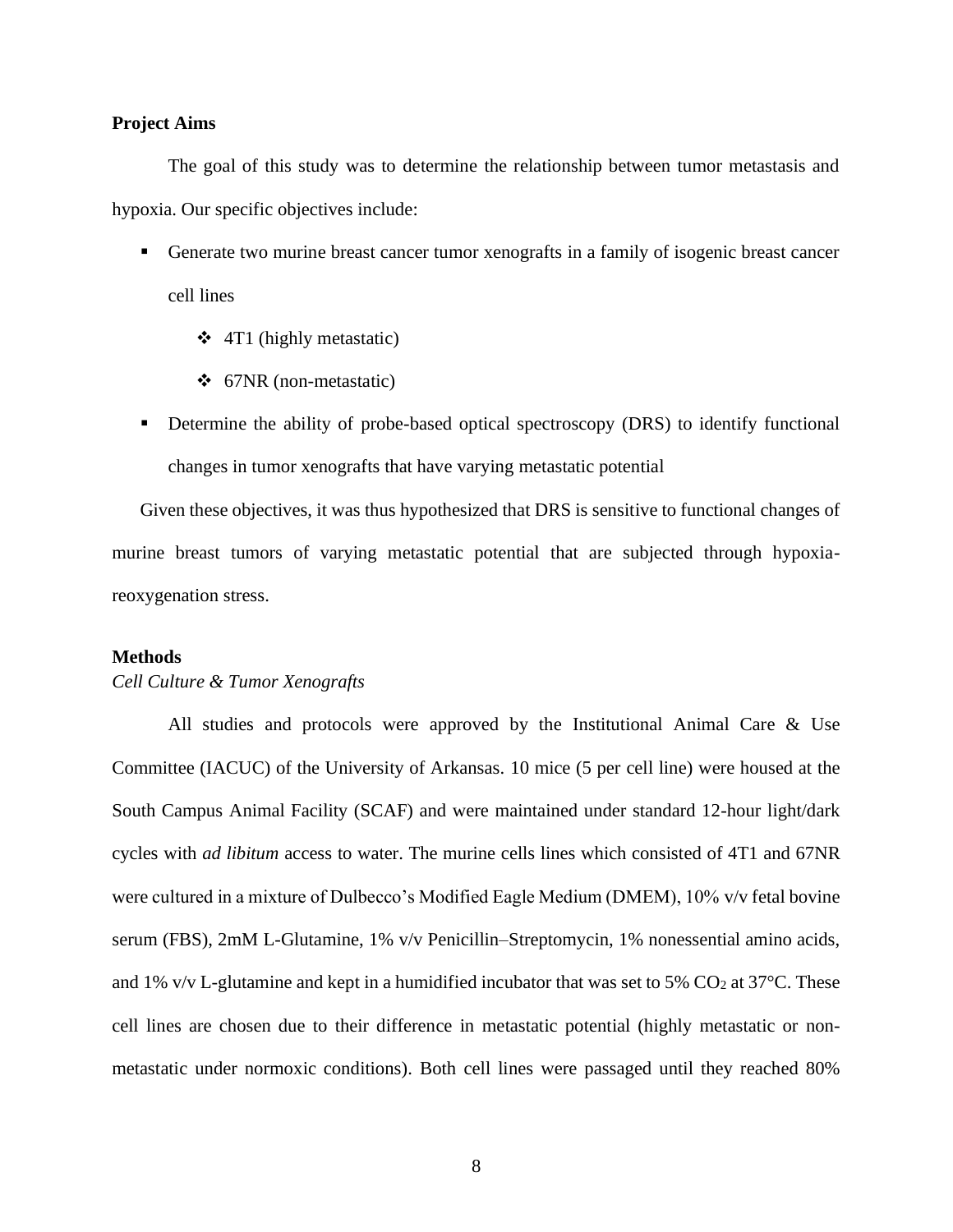**Project Aims**

The goal of this study was to determine the relationship between tumor metastasis and hypoxia. Our specific objectives include:

- Generate two murine breast cancer tumor xenografts in a family of isogenic breast cancer cell lines
    - 4T1 (highly metastatic)
    - 67NR (non-metastatic)
- Determine the ability of probe-based optical spectroscopy (DRS) to identify functional changes in tumor xenografts that have varying metastatic potential

Given these objectives, it was thus hypothesized that DRS is sensitive to functional changes of murine breast tumors of varying metastatic potential that are subjected through hypoxia-reoxygenation stress.

**Methods**

*Cell Culture & Tumor Xenografts*

All studies and protocols were approved by the Institutional Animal Care & Use Committee (IACUC) of the University of Arkansas. 10 mice (5 per cell line) were housed at the South Campus Animal Facility (SCAF) and were maintained under standard 12-hour light/dark cycles with *ad libitum* access to water. The murine cells lines which consisted of 4T1 and 67NR were cultured in a mixture of Dulbecco's Modified Eagle Medium (DMEM), 10% v/v fetal bovine serum (FBS), 2mM L-Glutamine, 1% v/v Penicillin–Streptomycin, 1% nonessential amino acids, and 1% v/v L-glutamine and kept in a humidified incubator that was set to 5% $CO_2$ at 37°C. These cell lines are chosen due to their difference in metastatic potential (highly metastatic or non-metastatic under normoxic conditions). Both cell lines were passaged until they reached 80%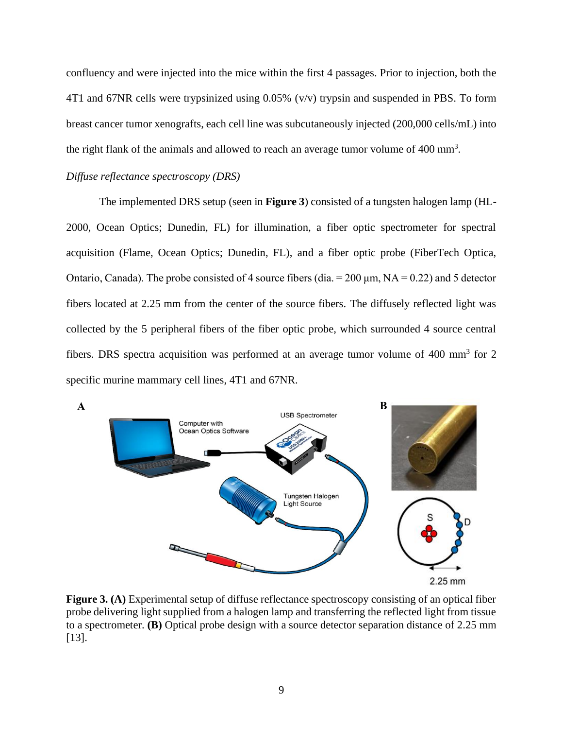confluency and were injected into the mice within the first 4 passages. Prior to injection, both the 4T1 and 67NR cells were trypsinized using 0.05% (v/v) trypsin and suspended in PBS. To form breast cancer tumor xenografts, each cell line was subcutaneously injected (200,000 cells/mL) into the right flank of the animals and allowed to reach an average tumor volume of 400 mm$^3$.

*Diffuse reflectance spectroscopy (DRS)*

The implemented DRS setup (seen in **Figure 3**) consisted of a tungsten halogen lamp (HL-2000, Ocean Optics; Dunedin, FL) for illumination, a fiber optic spectrometer for spectral acquisition (Flame, Ocean Optics; Dunedin, FL), and a fiber optic probe (FiberTech Optica, Ontario, Canada). The probe consisted of 4 source fibers (dia. = 200 μm, NA = 0.22) and 5 detector fibers located at 2.25 mm from the center of the source fibers. The diffusely reflected light was collected by the 5 peripheral fibers of the fiber optic probe, which surrounded 4 source central fibers. DRS spectra acquisition was performed at an average tumor volume of 400 mm$^3$ for 2 specific murine mammary cell lines, 4T1 and 67NR.

**Figure 3. (A)** Experimental setup of diffuse reflectance spectroscopy consisting of an optical fiber probe delivering light supplied from a halogen lamp and transferring the reflected light from tissue to a spectrometer. **(B)** Optical probe design with a source detector separation distance of 2.25 mm [13].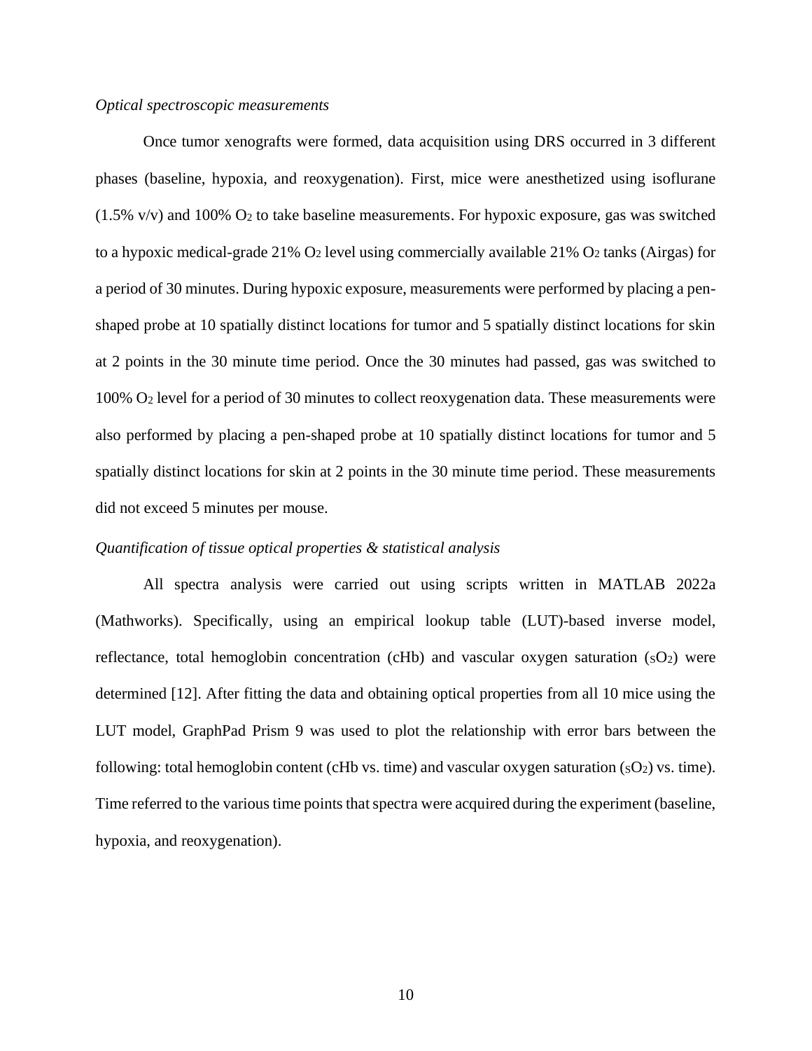*Optical spectroscopic measurements*

Once tumor xenografts were formed, data acquisition using DRS occurred in 3 different phases (baseline, hypoxia, and reoxygenation). First, mice were anesthetized using isoflurane (1.5% v/v) and 100% $O_2$ to take baseline measurements. For hypoxic exposure, gas was switched to a hypoxic medical-grade 21% $O_2$ level using commercially available 21% $O_2$ tanks (Airgas) for a period of 30 minutes. During hypoxic exposure, measurements were performed by placing a pen-shaped probe at 10 spatially distinct locations for tumor and 5 spatially distinct locations for skin at 2 points in the 30 minute time period. Once the 30 minutes had passed, gas was switched to 100% $O_2$ level for a period of 30 minutes to collect reoxygenation data. These measurements were also performed by placing a pen-shaped probe at 10 spatially distinct locations for tumor and 5 spatially distinct locations for skin at 2 points in the 30 minute time period. These measurements did not exceed 5 minutes per mouse.

*Quantification of tissue optical properties & statistical analysis*

All spectra analysis were carried out using scripts written in MATLAB 2022a (Mathworks). Specifically, using an empirical lookup table (LUT)-based inverse model, reflectance, total hemoglobin concentration (cHb) and vascular oxygen saturation ($sO_2$) were determined [12]. After fitting the data and obtaining optical properties from all 10 mice using the LUT model, GraphPad Prism 9 was used to plot the relationship with error bars between the following: total hemoglobin content (cHb vs. time) and vascular oxygen saturation ($sO_2$) vs. time). Time referred to the various time points that spectra were acquired during the experiment (baseline, hypoxia, and reoxygenation).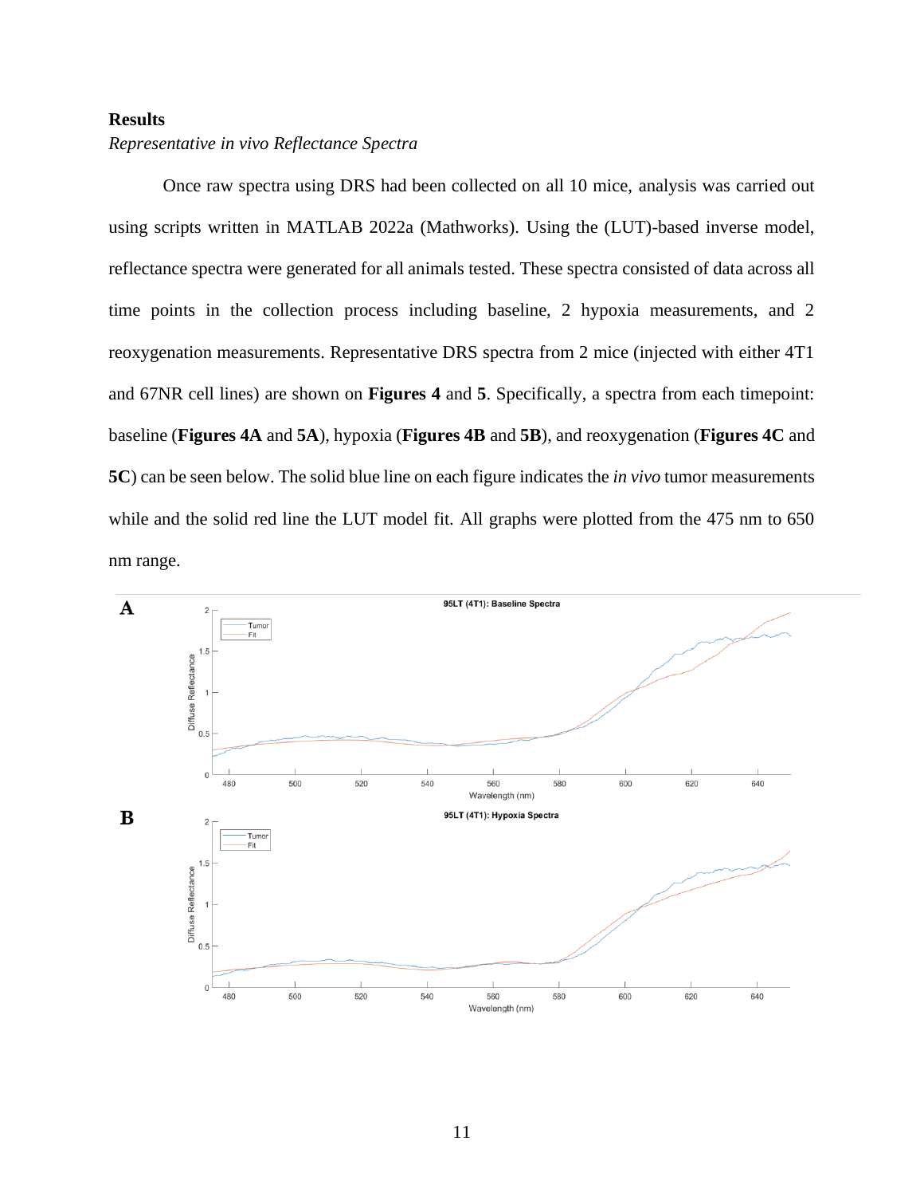## Results

*Representative in vivo Reflectance Spectra*

Once raw spectra using DRS had been collected on all 10 mice, analysis was carried out using scripts written in MATLAB 2022a (Mathworks). Using the (LUT)-based inverse model, reflectance spectra were generated for all animals tested. These spectra consisted of data across all time points in the collection process including baseline, 2 hypoxia measurements, and 2 reoxygenation measurements. Representative DRS spectra from 2 mice (injected with either 4T1 and 67NR cell lines) are shown on **Figures 4** and **5**. Specifically, a spectra from each timepoint: baseline (**Figures 4A** and **5A**), hypoxia (**Figures 4B** and **5B**), and reoxygenation (**Figures 4C** and **5C**) can be seen below. The solid blue line on each figure indicates the *in vivo* tumor measurements while and the solid red line the LUT model fit. All graphs were plotted from the 475 nm to 650 nm range.

**A**

95LT (4T1): Baseline Spectra

**B**

95LT (4T1): Hypoxia Spectra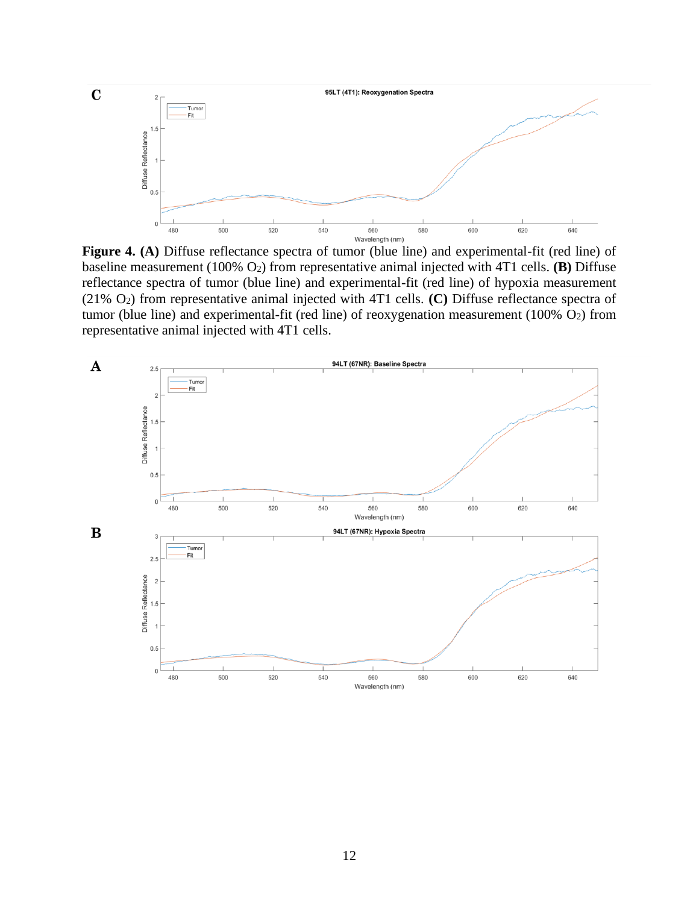**Figure 4. (A)** Diffuse reflectance spectra of tumor (blue line) and experimental-fit (red line) of baseline measurement (100% $O_2$) from representative animal injected with 4T1 cells. **(B)** Diffuse reflectance spectra of tumor (blue line) and experimental-fit (red line) of hypoxia measurement (21% $O_2$) from representative animal injected with 4T1 cells. **(C)** Diffuse reflectance spectra of tumor (blue line) and experimental-fit (red line) of reoxygenation measurement (100% $O_2$) from representative animal injected with 4T1 cells.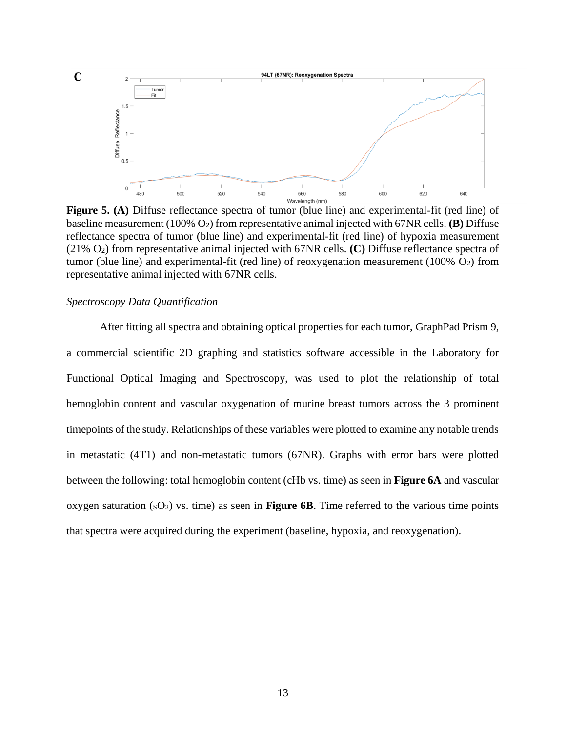**Figure 5. (A)** Diffuse reflectance spectra of tumor (blue line) and experimental-fit (red line) of baseline measurement (100% $O_2$) from representative animal injected with 67NR cells. **(B)** Diffuse reflectance spectra of tumor (blue line) and experimental-fit (red line) of hypoxia measurement (21% $O_2$) from representative animal injected with 67NR cells. **(C)** Diffuse reflectance spectra of tumor (blue line) and experimental-fit (red line) of reoxygenation measurement (100% $O_2$) from representative animal injected with 67NR cells.

*Spectroscopy Data Quantification*

After fitting all spectra and obtaining optical properties for each tumor, GraphPad Prism 9, a commercial scientific 2D graphing and statistics software accessible in the Laboratory for Functional Optical Imaging and Spectroscopy, was used to plot the relationship of total hemoglobin content and vascular oxygenation of murine breast tumors across the 3 prominent timepoints of the study. Relationships of these variables were plotted to examine any notable trends in metastatic (4T1) and non-metastatic tumors (67NR). Graphs with error bars were plotted between the following: total hemoglobin content (cHb vs. time) as seen in **Figure 6A** and vascular oxygen saturation ($sO_2$) vs. time) as seen in **Figure 6B**. Time referred to the various time points that spectra were acquired during the experiment (baseline, hypoxia, and reoxygenation).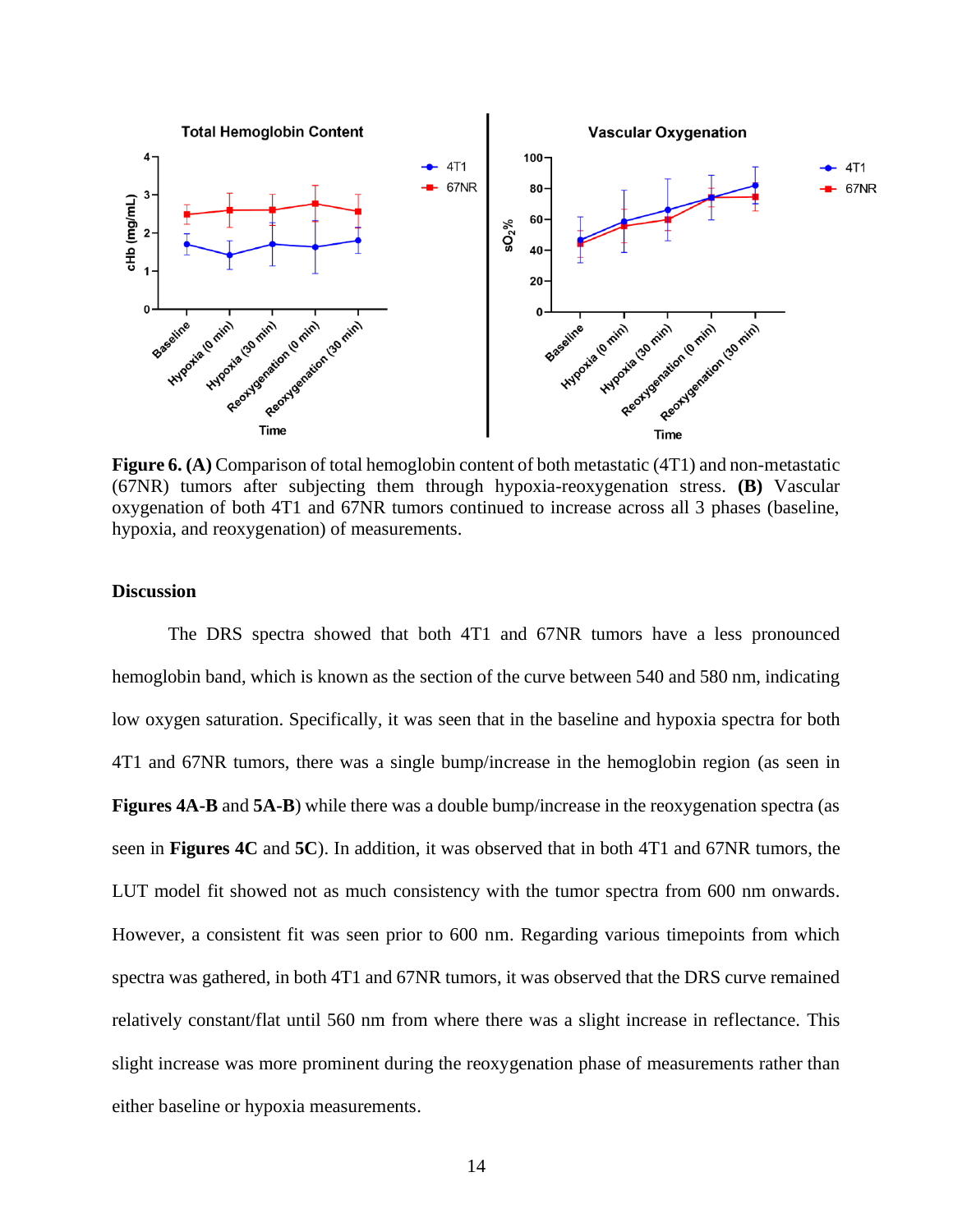**Figure 6. (A)** Comparison of total hemoglobin content of both metastatic (4T1) and non-metastatic (67NR) tumors after subjecting them through hypoxia-reoxygenation stress. **(B)** Vascular oxygenation of both 4T1 and 67NR tumors continued to increase across all 3 phases (baseline, hypoxia, and reoxygenation) of measurements.

## Discussion

The DRS spectra showed that both 4T1 and 67NR tumors have a less pronounced hemoglobin band, which is known as the section of the curve between 540 and 580 nm, indicating low oxygen saturation. Specifically, it was seen that in the baseline and hypoxia spectra for both 4T1 and 67NR tumors, there was a single bump/increase in the hemoglobin region (as seen in **Figures 4A-B** and **5A-B**) while there was a double bump/increase in the reoxygenation spectra (as seen in **Figures 4C** and **5C**). In addition, it was observed that in both 4T1 and 67NR tumors, the LUT model fit showed not as much consistency with the tumor spectra from 600 nm onwards. However, a consistent fit was seen prior to 600 nm. Regarding various timepoints from which spectra was gathered, in both 4T1 and 67NR tumors, it was observed that the DRS curve remained relatively constant/flat until 560 nm from where there was a slight increase in reflectance. This slight increase was more prominent during the reoxygenation phase of measurements rather than either baseline or hypoxia measurements.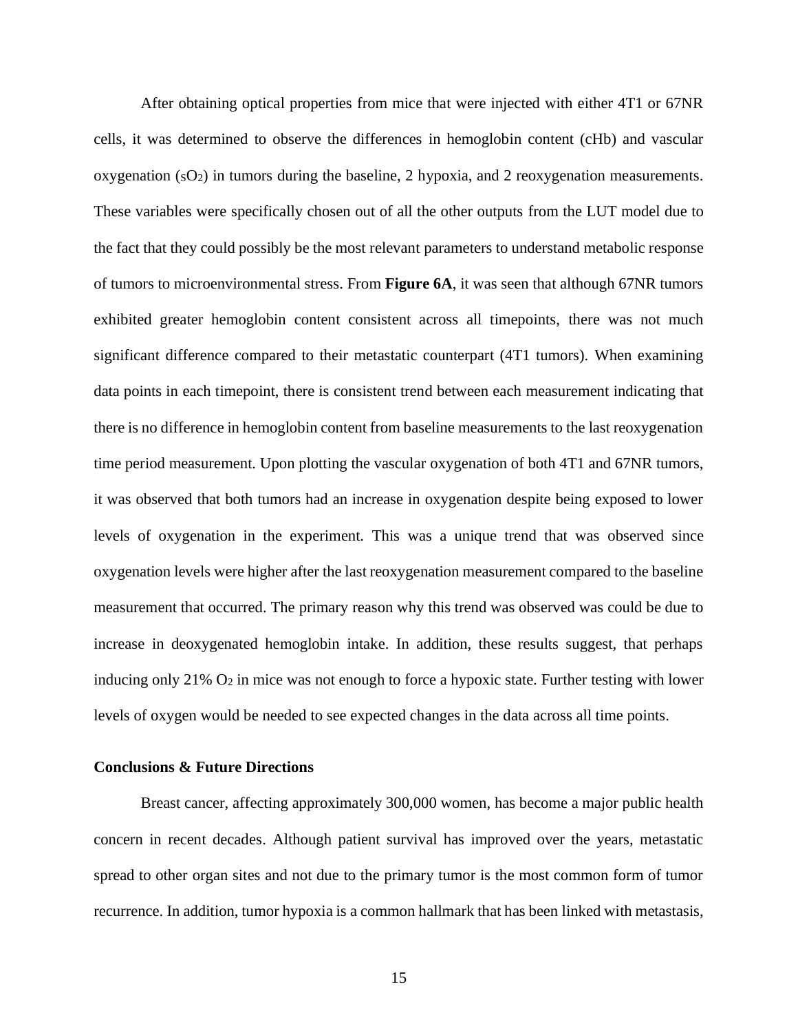After obtaining optical properties from mice that were injected with either 4T1 or 67NR cells, it was determined to observe the differences in hemoglobin content (cHb) and vascular oxygenation ($sO_2$) in tumors during the baseline, 2 hypoxia, and 2 reoxygenation measurements. These variables were specifically chosen out of all the other outputs from the LUT model due to the fact that they could possibly be the most relevant parameters to understand metabolic response of tumors to microenvironmental stress. From **Figure 6A**, it was seen that although 67NR tumors exhibited greater hemoglobin content consistent across all timepoints, there was not much significant difference compared to their metastatic counterpart (4T1 tumors). When examining data points in each timepoint, there is consistent trend between each measurement indicating that there is no difference in hemoglobin content from baseline measurements to the last reoxygenation time period measurement. Upon plotting the vascular oxygenation of both 4T1 and 67NR tumors, it was observed that both tumors had an increase in oxygenation despite being exposed to lower levels of oxygenation in the experiment. This was a unique trend that was observed since oxygenation levels were higher after the last reoxygenation measurement compared to the baseline measurement that occurred. The primary reason why this trend was observed was could be due to increase in deoxygenated hemoglobin intake. In addition, these results suggest, that perhaps inducing only 21% $O_2$ in mice was not enough to force a hypoxic state. Further testing with lower levels of oxygen would be needed to see expected changes in the data across all time points.

### Conclusions & Future Directions

Breast cancer, affecting approximately 300,000 women, has become a major public health concern in recent decades. Although patient survival has improved over the years, metastatic spread to other organ sites and not due to the primary tumor is the most common form of tumor recurrence. In addition, tumor hypoxia is a common hallmark that has been linked with metastasis,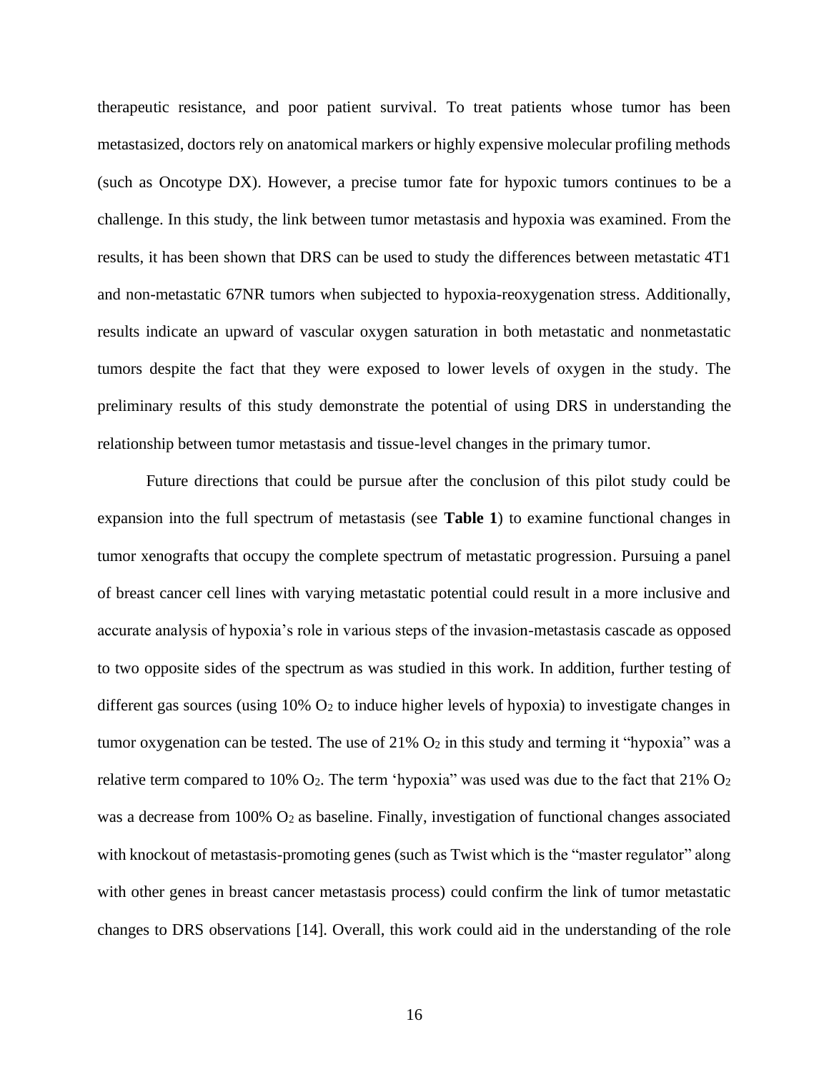therapeutic resistance, and poor patient survival. To treat patients whose tumor has been metastasized, doctors rely on anatomical markers or highly expensive molecular profiling methods (such as Oncotype DX). However, a precise tumor fate for hypoxic tumors continues to be a challenge. In this study, the link between tumor metastasis and hypoxia was examined. From the results, it has been shown that DRS can be used to study the differences between metastatic 4T1 and non-metastatic 67NR tumors when subjected to hypoxia-reoxygenation stress. Additionally, results indicate an upward of vascular oxygen saturation in both metastatic and nonmetastatic tumors despite the fact that they were exposed to lower levels of oxygen in the study. The preliminary results of this study demonstrate the potential of using DRS in understanding the relationship between tumor metastasis and tissue-level changes in the primary tumor.

Future directions that could be pursue after the conclusion of this pilot study could be expansion into the full spectrum of metastasis (see **Table 1**) to examine functional changes in tumor xenografts that occupy the complete spectrum of metastatic progression. Pursuing a panel of breast cancer cell lines with varying metastatic potential could result in a more inclusive and accurate analysis of hypoxia's role in various steps of the invasion-metastasis cascade as opposed to two opposite sides of the spectrum as was studied in this work. In addition, further testing of different gas sources (using 10% $O_2$ to induce higher levels of hypoxia) to investigate changes in tumor oxygenation can be tested. The use of 21% $O_2$ in this study and terming it "hypoxia" was a relative term compared to 10% $O_2$. The term 'hypoxia" was used was due to the fact that 21% $O_2$ was a decrease from 100% $O_2$ as baseline. Finally, investigation of functional changes associated with knockout of metastasis-promoting genes (such as Twist which is the "master regulator" along with other genes in breast cancer metastasis process) could confirm the link of tumor metastatic changes to DRS observations [14]. Overall, this work could aid in the understanding of the role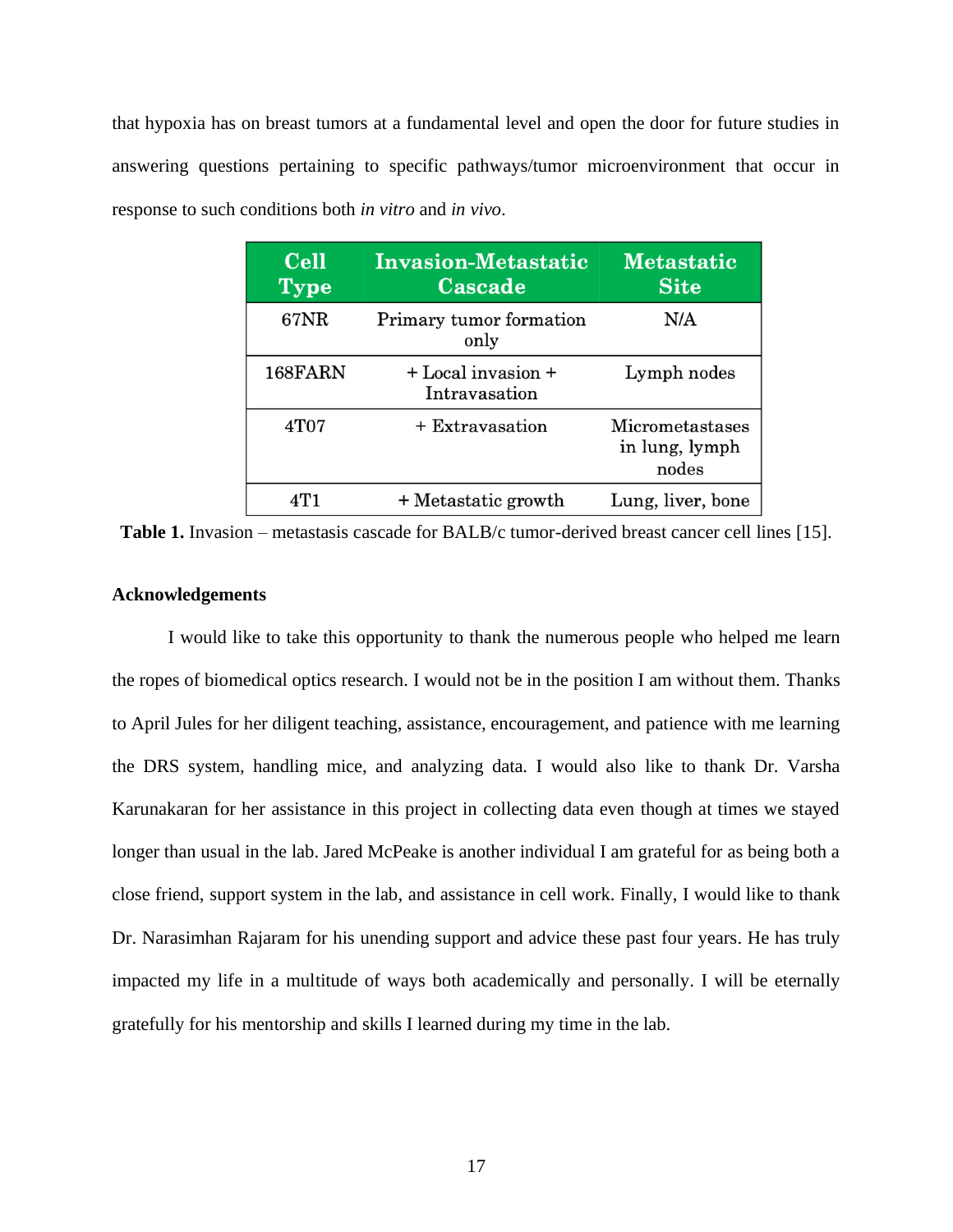that hypoxia has on breast tumors at a fundamental level and open the door for future studies in answering questions pertaining to specific pathways/tumor microenvironment that occur in response to such conditions both *in vitro* and *in vivo*.

| Cell Type | Invasion-Metastatic Cascade | Metastatic Site |
|---|---|---|
| 67NR | Primary tumor formation only | N/A |
| 168FARN | + Local invasion + Intravasation | Lymph nodes |
| 4T07 | + Extravasation | Micrometastases in lung, lymph nodes |
| 4T1 | + Metastatic growth | Lung, liver, bone |

**Table 1.** Invasion – metastasis cascade for BALB/c tumor-derived breast cancer cell lines [15].

**Acknowledgements**

I would like to take this opportunity to thank the numerous people who helped me learn the ropes of biomedical optics research. I would not be in the position I am without them. Thanks to April Jules for her diligent teaching, assistance, encouragement, and patience with me learning the DRS system, handling mice, and analyzing data. I would also like to thank Dr. Varsha Karunakaran for her assistance in this project in collecting data even though at times we stayed longer than usual in the lab. Jared McPeake is another individual I am grateful for as being both a close friend, support system in the lab, and assistance in cell work. Finally, I would like to thank Dr. Narasimhan Rajaram for his unending support and advice these past four years. He has truly impacted my life in a multitude of ways both academically and personally. I will be eternally gratefully for his mentorship and skills I learned during my time in the lab.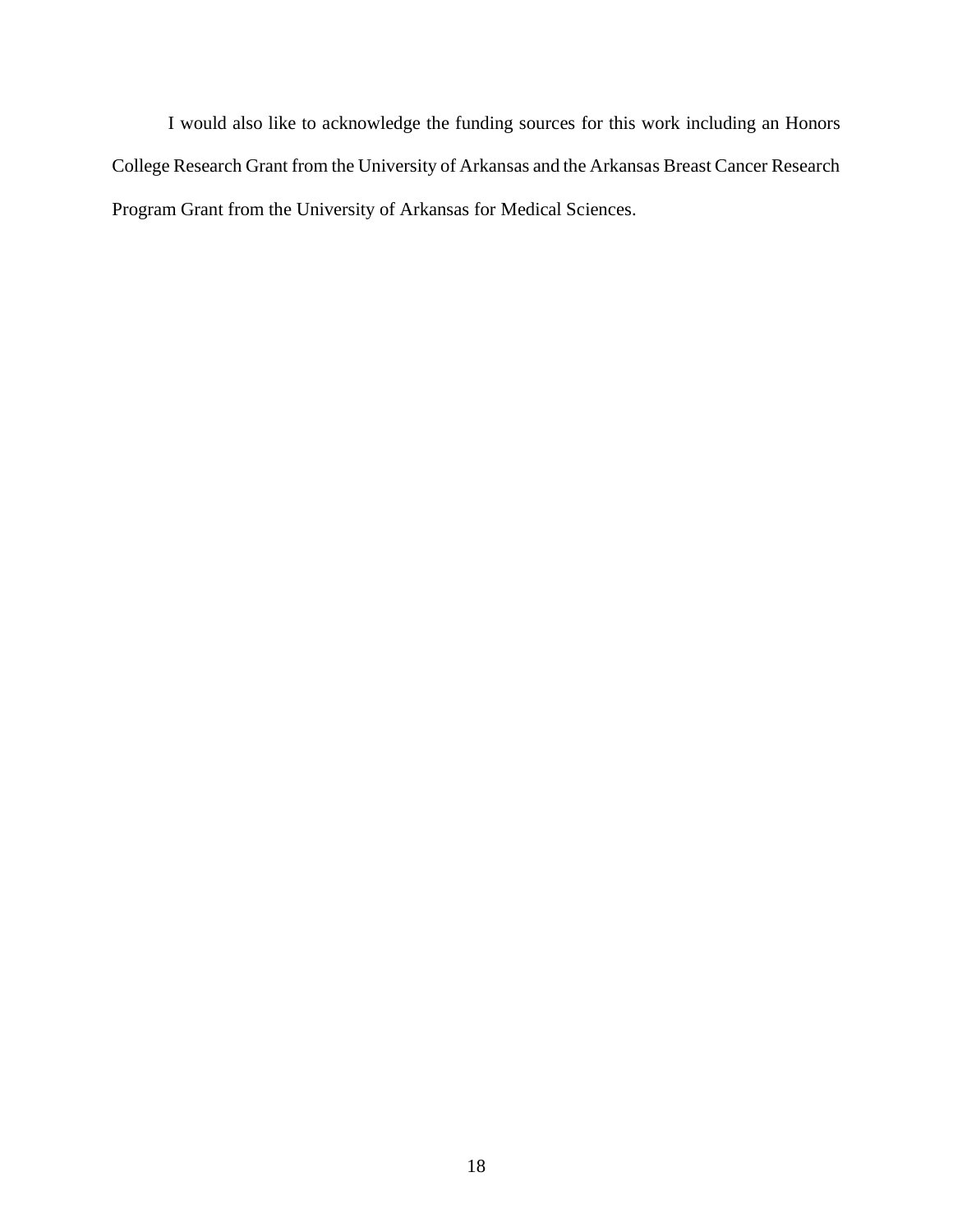I would also like to acknowledge the funding sources for this work including an Honors College Research Grant from the University of Arkansas and the Arkansas Breast Cancer Research Program Grant from the University of Arkansas for Medical Sciences.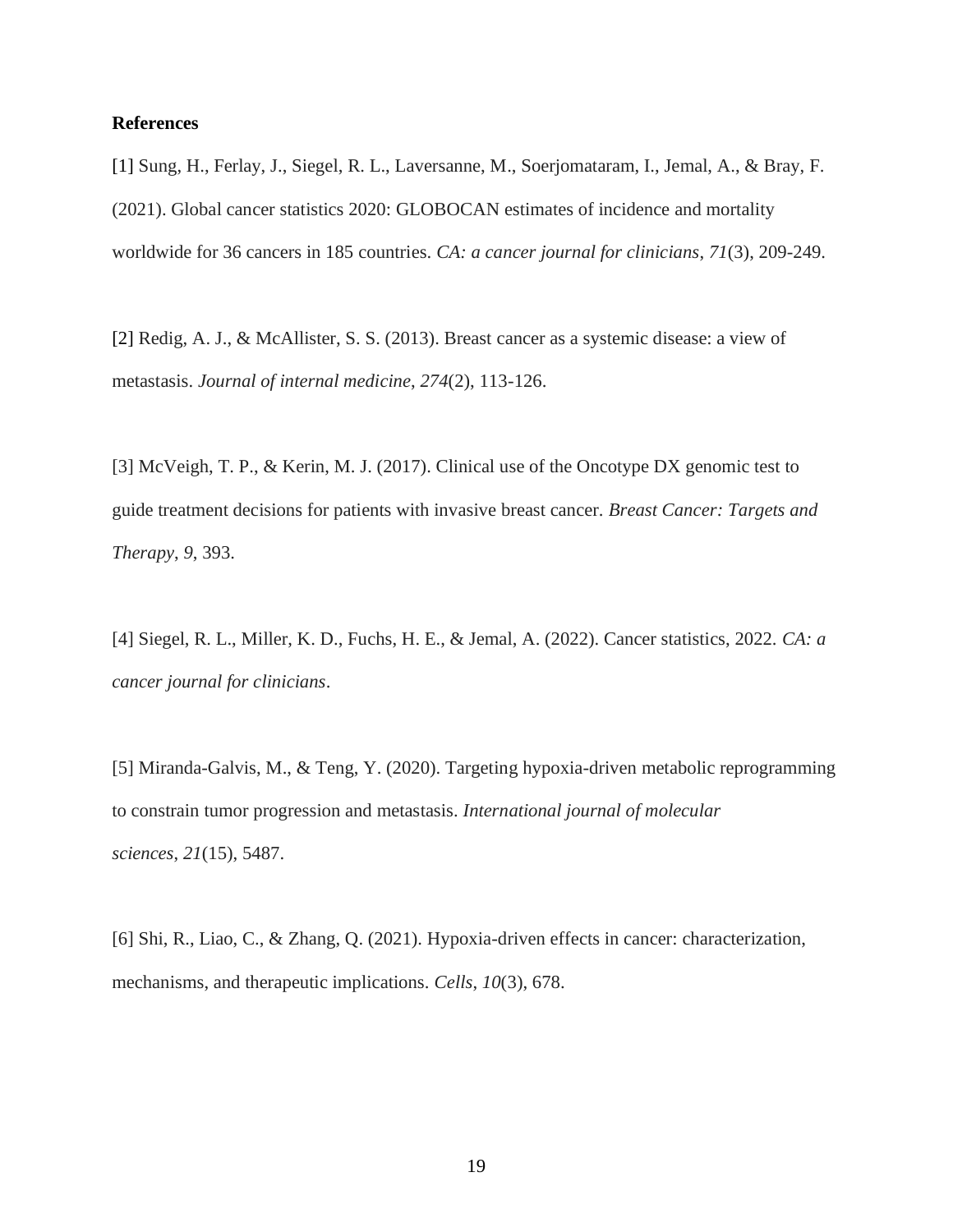**References**

[1] Sung, H., Ferlay, J., Siegel, R. L., Laversanne, M., Soerjomataram, I., Jemal, A., & Bray, F. (2021). Global cancer statistics 2020: GLOBOCAN estimates of incidence and mortality worldwide for 36 cancers in 185 countries. *CA: a cancer journal for clinicians*, *71*(3), 209-249.

[2] Redig, A. J., & McAllister, S. S. (2013). Breast cancer as a systemic disease: a view of metastasis. *Journal of internal medicine*, *274*(2), 113-126.

[3] McVeigh, T. P., & Kerin, M. J. (2017). Clinical use of the Oncotype DX genomic test to guide treatment decisions for patients with invasive breast cancer. *Breast Cancer: Targets and Therapy*, *9*, 393.

[4] Siegel, R. L., Miller, K. D., Fuchs, H. E., & Jemal, A. (2022). Cancer statistics, 2022. *CA: a cancer journal for clinicians*.

[5] Miranda-Galvis, M., & Teng, Y. (2020). Targeting hypoxia-driven metabolic reprogramming to constrain tumor progression and metastasis. *International journal of molecular sciences*, *21*(15), 5487.

[6] Shi, R., Liao, C., & Zhang, Q. (2021). Hypoxia-driven effects in cancer: characterization, mechanisms, and therapeutic implications. *Cells*, *10*(3), 678.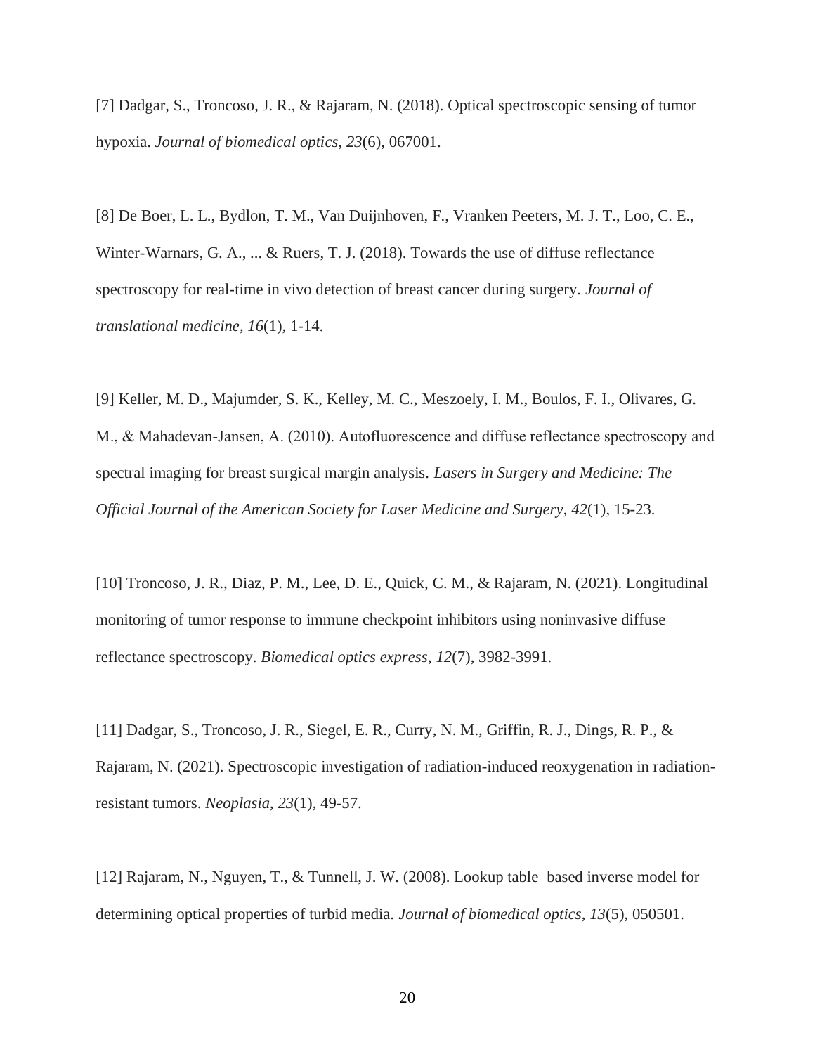[7] Dadgar, S., Troncoso, J. R., & Rajaram, N. (2018). Optical spectroscopic sensing of tumor hypoxia. *Journal of biomedical optics*, *23*(6), 067001.

[8] De Boer, L. L., Bydlon, T. M., Van Duijnhoven, F., Vranken Peeters, M. J. T., Loo, C. E., Winter-Warnars, G. A., ... & Ruers, T. J. (2018). Towards the use of diffuse reflectance spectroscopy for real-time in vivo detection of breast cancer during surgery. *Journal of translational medicine*, *16*(1), 1-14.

[9] Keller, M. D., Majumder, S. K., Kelley, M. C., Meszoely, I. M., Boulos, F. I., Olivares, G. M., & Mahadevan-Jansen, A. (2010). Autofluorescence and diffuse reflectance spectroscopy and spectral imaging for breast surgical margin analysis. *Lasers in Surgery and Medicine: The Official Journal of the American Society for Laser Medicine and Surgery*, *42*(1), 15-23.

[10] Troncoso, J. R., Diaz, P. M., Lee, D. E., Quick, C. M., & Rajaram, N. (2021). Longitudinal monitoring of tumor response to immune checkpoint inhibitors using noninvasive diffuse reflectance spectroscopy. *Biomedical optics express*, *12*(7), 3982-3991.

[11] Dadgar, S., Troncoso, J. R., Siegel, E. R., Curry, N. M., Griffin, R. J., Dings, R. P., & Rajaram, N. (2021). Spectroscopic investigation of radiation-induced reoxygenation in radiation-resistant tumors. *Neoplasia*, *23*(1), 49-57.

[12] Rajaram, N., Nguyen, T., & Tunnell, J. W. (2008). Lookup table–based inverse model for determining optical properties of turbid media. *Journal of biomedical optics*, *13*(5), 050501.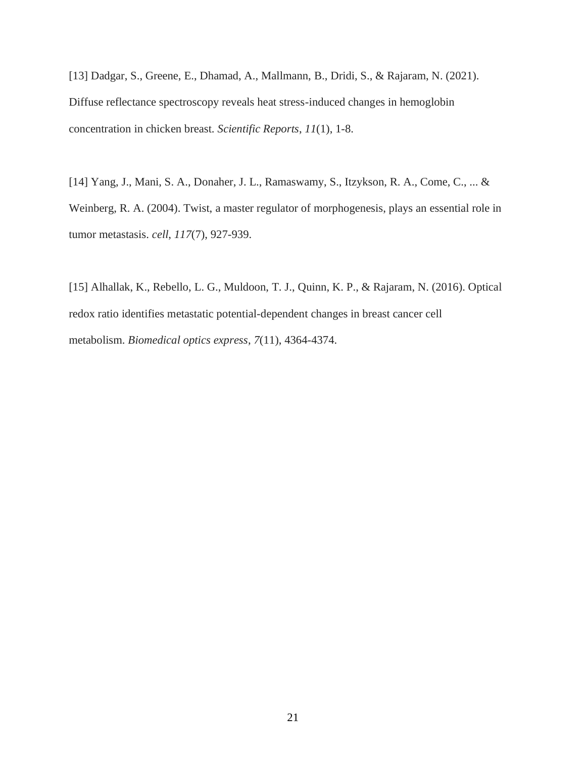[13] Dadgar, S., Greene, E., Dhamad, A., Mallmann, B., Dridi, S., & Rajaram, N. (2021). Diffuse reflectance spectroscopy reveals heat stress-induced changes in hemoglobin concentration in chicken breast. *Scientific Reports*, *11*(1), 1-8.

[14] Yang, J., Mani, S. A., Donaher, J. L., Ramaswamy, S., Itzykson, R. A., Come, C., ... & Weinberg, R. A. (2004). Twist, a master regulator of morphogenesis, plays an essential role in tumor metastasis. *cell*, *117*(7), 927-939.

[15] Alhallak, K., Rebello, L. G., Muldoon, T. J., Quinn, K. P., & Rajaram, N. (2016). Optical redox ratio identifies metastatic potential-dependent changes in breast cancer cell metabolism. *Biomedical optics express*, *7*(11), 4364-4374.